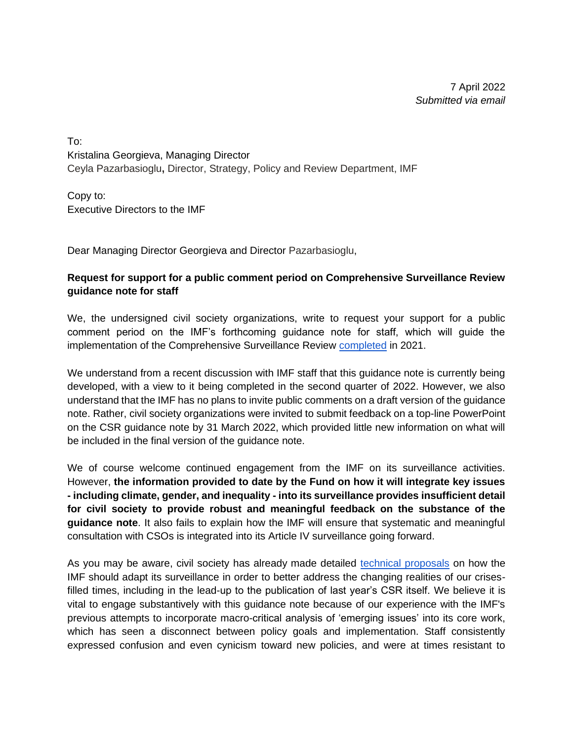7 April 2022
*Submitted via email*

To:
Kristalina Georgieva, Managing Director
Ceyla Pazarbasioglu**,** Director, Strategy, Policy and Review Department, IMF

Copy to:
Executive Directors to the IMF

Dear Managing Director Georgieva and Director Pazarbasioglu,

**Request for support for a public comment period on Comprehensive Surveillance Review guidance note for staff**

We, the undersigned civil society organizations, write to request your support for a public comment period on the IMF's forthcoming guidance note for staff, which will guide the implementation of the Comprehensive Surveillance Review completed in 2021.

We understand from a recent discussion with IMF staff that this guidance note is currently being developed, with a view to it being completed in the second quarter of 2022. However, we also understand that the IMF has no plans to invite public comments on a draft version of the guidance note. Rather, civil society organizations were invited to submit feedback on a top-line PowerPoint on the CSR guidance note by 31 March 2022, which provided little new information on what will be included in the final version of the guidance note.

We of course welcome continued engagement from the IMF on its surveillance activities. However, **the information provided to date by the Fund on how it will integrate key issues - including climate, gender, and inequality - into its surveillance provides insufficient detail for civil society to provide robust and meaningful feedback on the substance of the guidance note**. It also fails to explain how the IMF will ensure that systematic and meaningful consultation with CSOs is integrated into its Article IV surveillance going forward.

As you may be aware, civil society has already made detailed technical proposals on how the IMF should adapt its surveillance in order to better address the changing realities of our crises-filled times, including in the lead-up to the publication of last year's CSR itself. We believe it is vital to engage substantively with this guidance note because of our experience with the IMF's previous attempts to incorporate macro-critical analysis of 'emerging issues' into its core work, which has seen a disconnect between policy goals and implementation. Staff consistently expressed confusion and even cynicism toward new policies, and were at times resistant to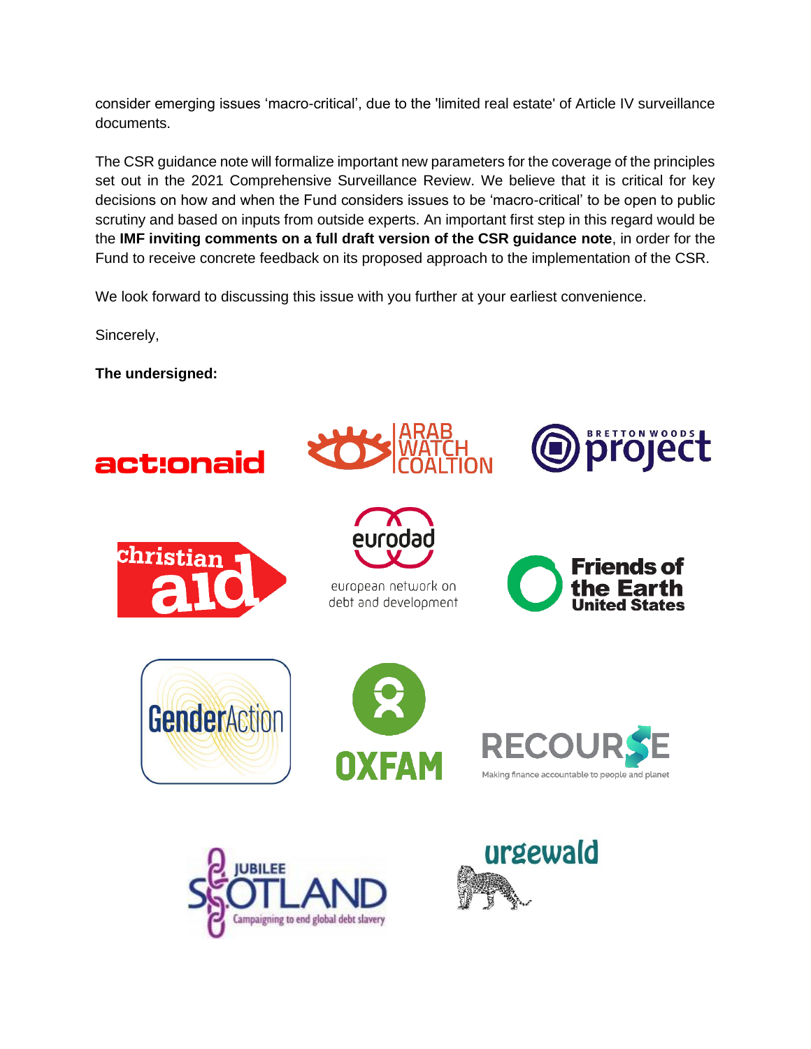consider emerging issues 'macro-critical', due to the 'limited real estate' of Article IV surveillance documents.

The CSR guidance note will formalize important new parameters for the coverage of the principles set out in the 2021 Comprehensive Surveillance Review. We believe that it is critical for key decisions on how and when the Fund considers issues to be 'macro-critical' to be open to public scrutiny and based on inputs from outside experts. An important first step in this regard would be the **IMF inviting comments on a full draft version of the CSR guidance note**, in order for the Fund to receive concrete feedback on its proposed approach to the implementation of the CSR.

We look forward to discussing this issue with you further at your earliest convenience.

Sincerely,

**The undersigned:**

actionaid

ARAB WATCH COALTION

BRETTON WOODS project

christian aid

eurodad european network on debt and development

Friends of the Earth United States

GenderAction

OXFAM

RECOURSE Making finance accountable to people and planet

JUBILEE SCOTLAND Campaigning to end global debt slavery

urgewald